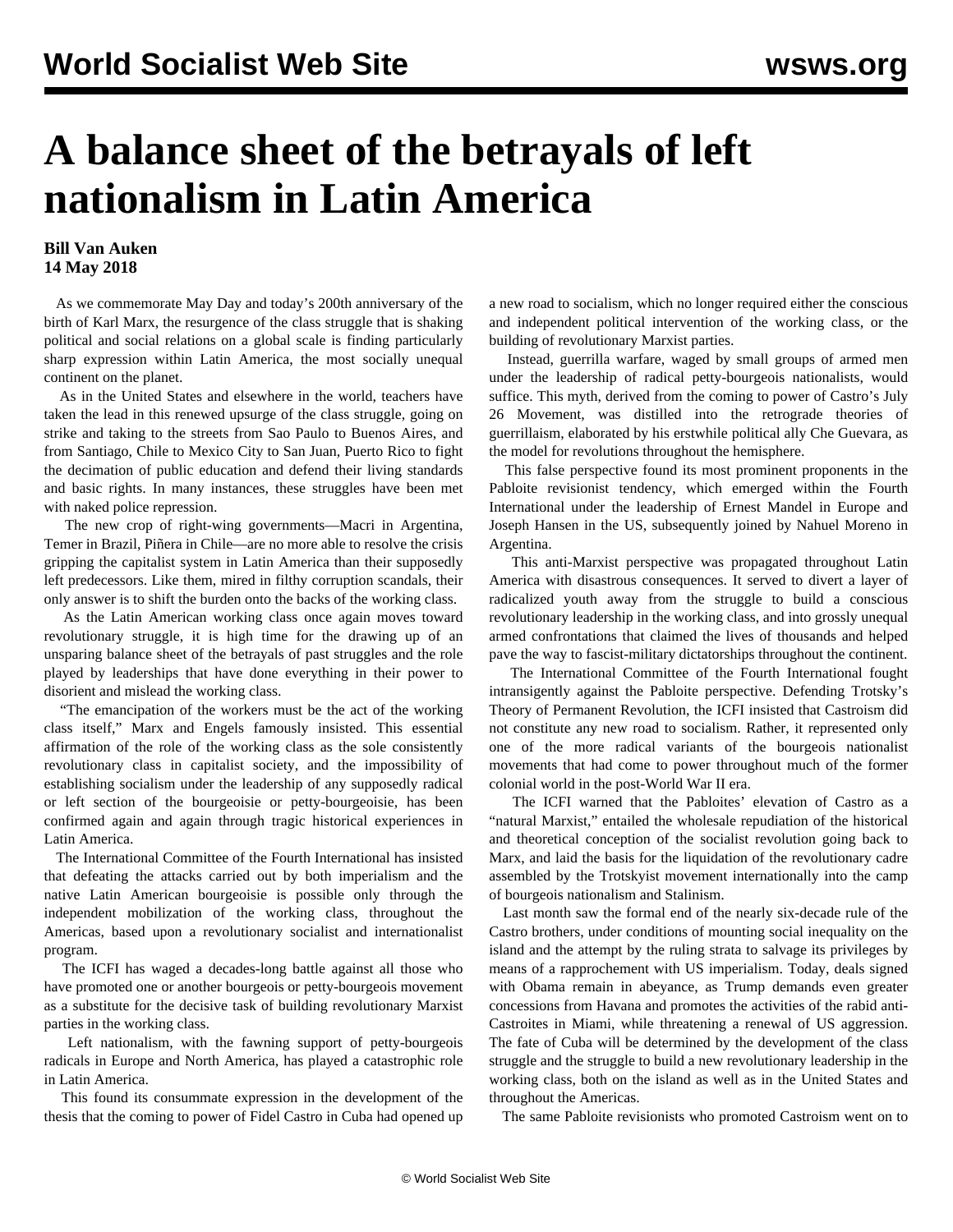# A balance sheet of the betrayals of left nationalism in Latin America

**Bill Van Auken**
**14 May 2018**

As we commemorate May Day and today's 200th anniversary of the birth of Karl Marx, the resurgence of the class struggle that is shaking political and social relations on a global scale is finding particularly sharp expression within Latin America, the most socially unequal continent on the planet.

As in the United States and elsewhere in the world, teachers have taken the lead in this renewed upsurge of the class struggle, going on strike and taking to the streets from Sao Paulo to Buenos Aires, and from Santiago, Chile to Mexico City to San Juan, Puerto Rico to fight the decimation of public education and defend their living standards and basic rights. In many instances, these struggles have been met with naked police repression.

The new crop of right-wing governments—Macri in Argentina, Temer in Brazil, Piñera in Chile—are no more able to resolve the crisis gripping the capitalist system in Latin America than their supposedly left predecessors. Like them, mired in filthy corruption scandals, their only answer is to shift the burden onto the backs of the working class.

As the Latin American working class once again moves toward revolutionary struggle, it is high time for the drawing up of an unsparing balance sheet of the betrayals of past struggles and the role played by leaderships that have done everything in their power to disorient and mislead the working class.

"The emancipation of the workers must be the act of the working class itself," Marx and Engels famously insisted. This essential affirmation of the role of the working class as the sole consistently revolutionary class in capitalist society, and the impossibility of establishing socialism under the leadership of any supposedly radical or left section of the bourgeoisie or petty-bourgeoisie, has been confirmed again and again through tragic historical experiences in Latin America.

The International Committee of the Fourth International has insisted that defeating the attacks carried out by both imperialism and the native Latin American bourgeoisie is possible only through the independent mobilization of the working class, throughout the Americas, based upon a revolutionary socialist and internationalist program.

The ICFI has waged a decades-long battle against all those who have promoted one or another bourgeois or petty-bourgeois movement as a substitute for the decisive task of building revolutionary Marxist parties in the working class.

Left nationalism, with the fawning support of petty-bourgeois radicals in Europe and North America, has played a catastrophic role in Latin America.

This found its consummate expression in the development of the thesis that the coming to power of Fidel Castro in Cuba had opened up a new road to socialism, which no longer required either the conscious and independent political intervention of the working class, or the building of revolutionary Marxist parties.

Instead, guerrilla warfare, waged by small groups of armed men under the leadership of radical petty-bourgeois nationalists, would suffice. This myth, derived from the coming to power of Castro's July 26 Movement, was distilled into the retrograde theories of guerrillaism, elaborated by his erstwhile political ally Che Guevara, as the model for revolutions throughout the hemisphere.

This false perspective found its most prominent proponents in the Pabloite revisionist tendency, which emerged within the Fourth International under the leadership of Ernest Mandel in Europe and Joseph Hansen in the US, subsequently joined by Nahuel Moreno in Argentina.

This anti-Marxist perspective was propagated throughout Latin America with disastrous consequences. It served to divert a layer of radicalized youth away from the struggle to build a conscious revolutionary leadership in the working class, and into grossly unequal armed confrontations that claimed the lives of thousands and helped pave the way to fascist-military dictatorships throughout the continent.

The International Committee of the Fourth International fought intransigently against the Pabloite perspective. Defending Trotsky's Theory of Permanent Revolution, the ICFI insisted that Castroism did not constitute any new road to socialism. Rather, it represented only one of the more radical variants of the bourgeois nationalist movements that had come to power throughout much of the former colonial world in the post-World War II era.

The ICFI warned that the Pabloites' elevation of Castro as a "natural Marxist," entailed the wholesale repudiation of the historical and theoretical conception of the socialist revolution going back to Marx, and laid the basis for the liquidation of the revolutionary cadre assembled by the Trotskyist movement internationally into the camp of bourgeois nationalism and Stalinism.

Last month saw the formal end of the nearly six-decade rule of the Castro brothers, under conditions of mounting social inequality on the island and the attempt by the ruling strata to salvage its privileges by means of a rapprochement with US imperialism. Today, deals signed with Obama remain in abeyance, as Trump demands even greater concessions from Havana and promotes the activities of the rabid anti-Castroites in Miami, while threatening a renewal of US aggression. The fate of Cuba will be determined by the development of the class struggle and the struggle to build a new revolutionary leadership in the working class, both on the island as well as in the United States and throughout the Americas.

The same Pabloite revisionists who promoted Castroism went on to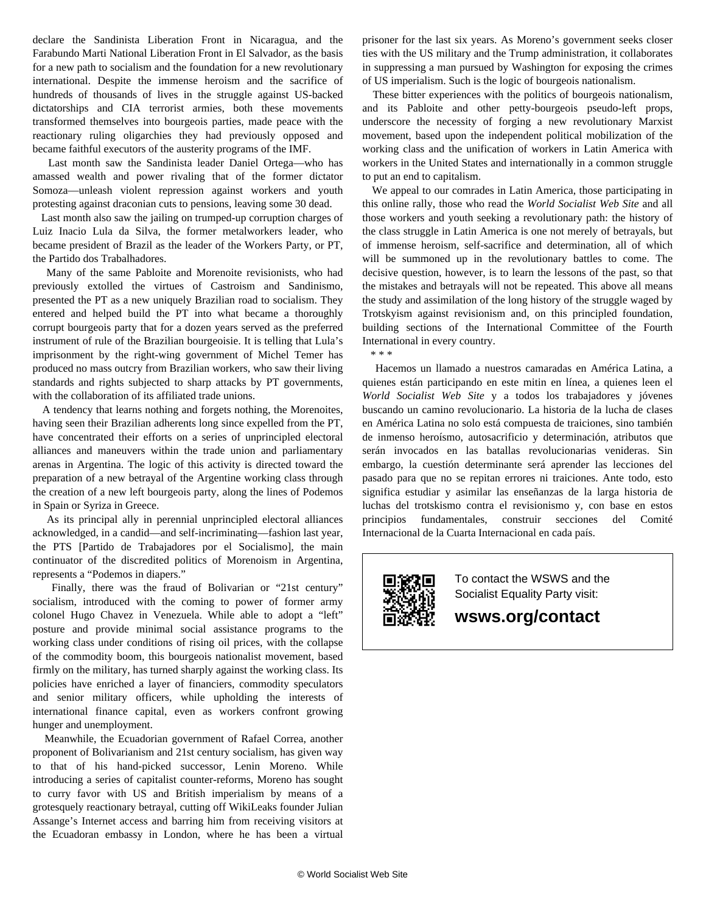declare the Sandinista Liberation Front in Nicaragua, and the Farabundo Marti National Liberation Front in El Salvador, as the basis for a new path to socialism and the foundation for a new revolutionary international. Despite the immense heroism and the sacrifice of hundreds of thousands of lives in the struggle against US-backed dictatorships and CIA terrorist armies, both these movements transformed themselves into bourgeois parties, made peace with the reactionary ruling oligarchies they had previously opposed and became faithful executors of the austerity programs of the IMF.

Last month saw the Sandinista leader Daniel Ortega—who has amassed wealth and power rivaling that of the former dictator Somoza—unleash violent repression against workers and youth protesting against draconian cuts to pensions, leaving some 30 dead.

Last month also saw the jailing on trumped-up corruption charges of Luiz Inacio Lula da Silva, the former metalworkers leader, who became president of Brazil as the leader of the Workers Party, or PT, the Partido dos Trabalhadores.

Many of the same Pabloite and Morenoite revisionists, who had previously extolled the virtues of Castroism and Sandinismo, presented the PT as a new uniquely Brazilian road to socialism. They entered and helped build the PT into what became a thoroughly corrupt bourgeois party that for a dozen years served as the preferred instrument of rule of the Brazilian bourgeoisie. It is telling that Lula's imprisonment by the right-wing government of Michel Temer has produced no mass outcry from Brazilian workers, who saw their living standards and rights subjected to sharp attacks by PT governments, with the collaboration of its affiliated trade unions.

A tendency that learns nothing and forgets nothing, the Morenoites, having seen their Brazilian adherents long since expelled from the PT, have concentrated their efforts on a series of unprincipled electoral alliances and maneuvers within the trade union and parliamentary arenas in Argentina. The logic of this activity is directed toward the preparation of a new betrayal of the Argentine working class through the creation of a new left bourgeois party, along the lines of Podemos in Spain or Syriza in Greece.

As its principal ally in perennial unprincipled electoral alliances acknowledged, in a candid—and self-incriminating—fashion last year, the PTS [Partido de Trabajadores por el Socialismo], the main continuator of the discredited politics of Morenoism in Argentina, represents a "Podemos in diapers."

Finally, there was the fraud of Bolivarian or "21st century" socialism, introduced with the coming to power of former army colonel Hugo Chavez in Venezuela. While able to adopt a "left" posture and provide minimal social assistance programs to the working class under conditions of rising oil prices, with the collapse of the commodity boom, this bourgeois nationalist movement, based firmly on the military, has turned sharply against the working class. Its policies have enriched a layer of financiers, commodity speculators and senior military officers, while upholding the interests of international finance capital, even as workers confront growing hunger and unemployment.

Meanwhile, the Ecuadorian government of Rafael Correa, another proponent of Bolivarianism and 21st century socialism, has given way to that of his hand-picked successor, Lenin Moreno. While introducing a series of capitalist counter-reforms, Moreno has sought to curry favor with US and British imperialism by means of a grotesquely reactionary betrayal, cutting off WikiLeaks founder Julian Assange's Internet access and barring him from receiving visitors at the Ecuadoran embassy in London, where he has been a virtual prisoner for the last six years. As Moreno's government seeks closer ties with the US military and the Trump administration, it collaborates in suppressing a man pursued by Washington for exposing the crimes of US imperialism. Such is the logic of bourgeois nationalism.

These bitter experiences with the politics of bourgeois nationalism, and its Pabloite and other petty-bourgeois pseudo-left props, underscore the necessity of forging a new revolutionary Marxist movement, based upon the independent political mobilization of the working class and the unification of workers in Latin America with workers in the United States and internationally in a common struggle to put an end to capitalism.

We appeal to our comrades in Latin America, those participating in this online rally, those who read the *World Socialist Web Site* and all those workers and youth seeking a revolutionary path: the history of the class struggle in Latin America is one not merely of betrayals, but of immense heroism, self-sacrifice and determination, all of which will be summoned up in the revolutionary battles to come. The decisive question, however, is to learn the lessons of the past, so that the mistakes and betrayals will not be repeated. This above all means the study and assimilation of the long history of the struggle waged by Trotskyism against revisionism and, on this principled foundation, building sections of the International Committee of the Fourth International in every country.

\* \* \*

Hacemos un llamado a nuestros camaradas en América Latina, a quienes están participando en este mitin en línea, a quienes leen el *World Socialist Web Site* y a todos los trabajadores y jóvenes buscando un camino revolucionario. La historia de la lucha de clases en América Latina no solo está compuesta de traiciones, sino también de inmenso heroísmo, autosacrificio y determinación, atributos que serán invocados en las batallas revolucionarias venideras. Sin embargo, la cuestión determinante será aprender las lecciones del pasado para que no se repitan errores ni traiciones. Ante todo, esto significa estudiar y asimilar las enseñanzas de la larga historia de luchas del trotskismo contra el revisionismo y, con base en estos principios fundamentales, construir secciones del Comité Internacional de la Cuarta Internacional en cada país.

To contact the WSWS and the Socialist Equality Party visit:

**wsws.org/contact**